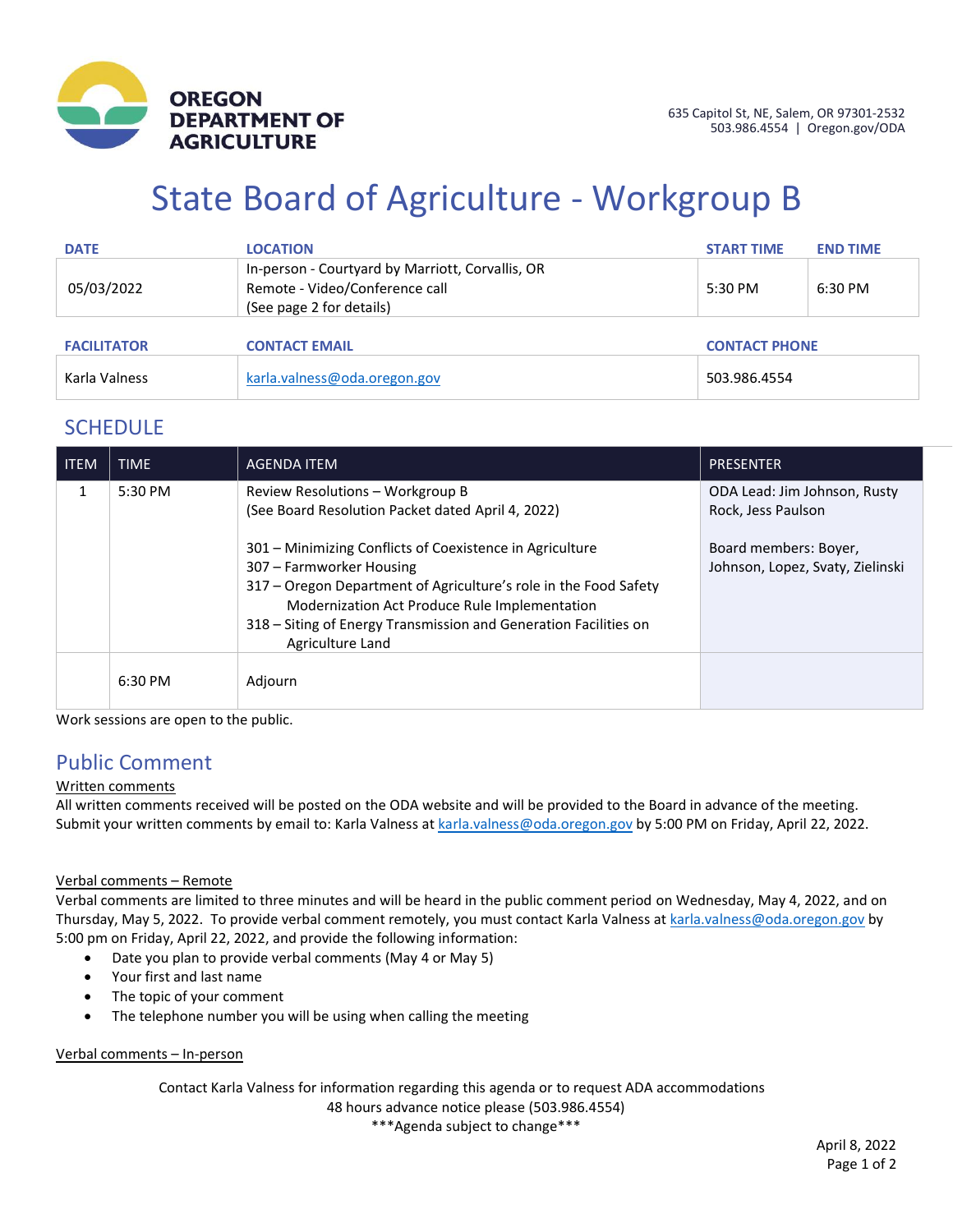OREGON DEPARTMENT OF AGRICULTURE

635 Capitol St, NE, Salem, OR 97301-2532
503.986.4554 | Oregon.gov/ODA

# State Board of Agriculture - Workgroup B

| DATE | LOCATION | START TIME | END TIME |
|---|---|---|---|
| 05/03/2022 | In-person - Courtyard by Marriott, Corvallis, OR<br>Remote - Video/Conference call<br>(See page 2 for details) | 5:30 PM | 6:30 PM |

| FACILITATOR | CONTACT EMAIL | CONTACT PHONE |
|---|---|---|
| Karla Valness | karla.valness@oda.oregon.gov | 503.986.4554 |

## SCHEDULE

| ITEM | TIME | AGENDA ITEM | PRESENTER |
|---|---|---|---|
| 1 | 5:30 PM | Review Resolutions – Workgroup B<br>(See Board Resolution Packet dated April 4, 2022)<br><br>301 – Minimizing Conflicts of Coexistence in Agriculture<br>307 – Farmworker Housing<br>317 – Oregon Department of Agriculture's role in the Food Safety Modernization Act Produce Rule Implementation<br>318 – Siting of Energy Transmission and Generation Facilities on Agriculture Land | ODA Lead: Jim Johnson, Rusty Rock, Jess Paulson<br><br>Board members: Boyer, Johnson, Lopez, Svaty, Zielinski |
| | 6:30 PM | Adjourn | |

Work sessions are open to the public.

## Public Comment

Written comments

All written comments received will be posted on the ODA website and will be provided to the Board in advance of the meeting. Submit your written comments by email to: Karla Valness at karla.valness@oda.oregon.gov by 5:00 PM on Friday, April 22, 2022.

Verbal comments – Remote

Verbal comments are limited to three minutes and will be heard in the public comment period on Wednesday, May 4, 2022, and on Thursday, May 5, 2022. To provide verbal comment remotely, you must contact Karla Valness at karla.valness@oda.oregon.gov by 5:00 pm on Friday, April 22, 2022, and provide the following information:

- Date you plan to provide verbal comments (May 4 or May 5)
- Your first and last name
- The topic of your comment
- The telephone number you will be using when calling the meeting

Verbal comments – In-person

Contact Karla Valness for information regarding this agenda or to request ADA accommodations
48 hours advance notice please (503.986.4554)
***Agenda subject to change***

April 8, 2022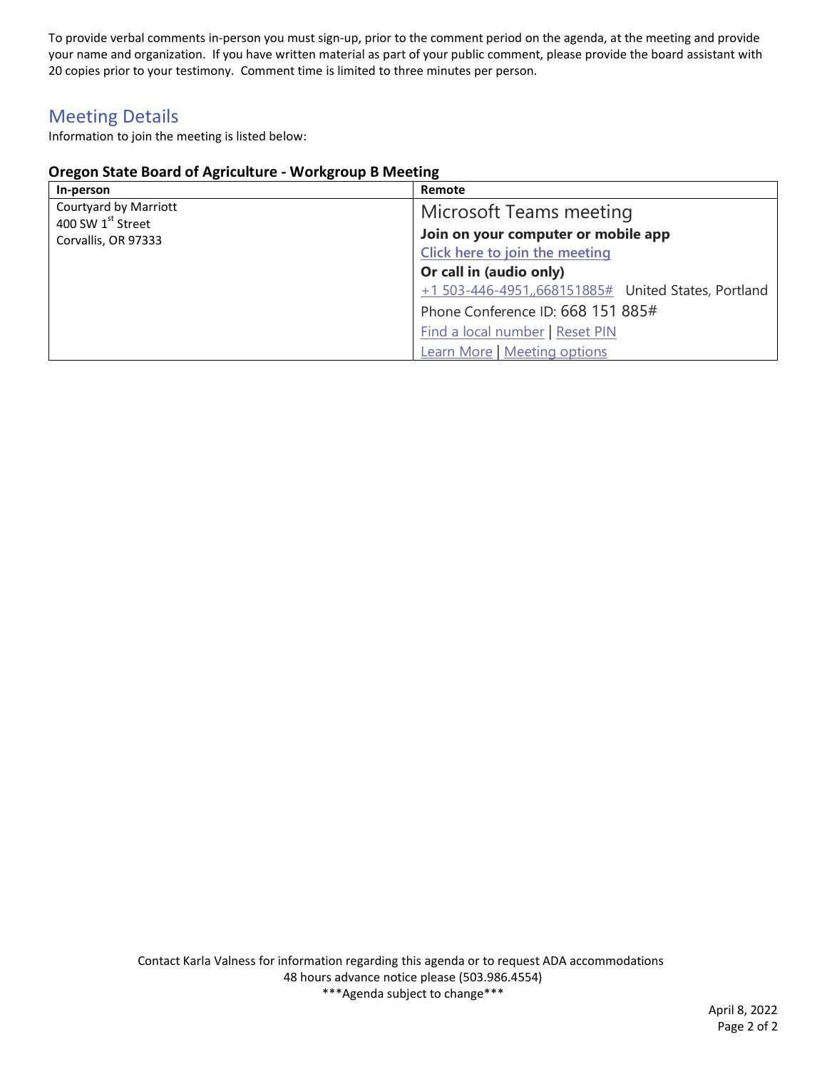To provide verbal comments in-person you must sign-up, prior to the comment period on the agenda, at the meeting and provide your name and organization. If you have written material as part of your public comment, please provide the board assistant with 20 copies prior to your testimony. Comment time is limited to three minutes per person.

## Meeting Details

Information to join the meeting is listed below:

**Oregon State Board of Agriculture - Workgroup B Meeting**

| In-person | Remote |
|---|---|
| Courtyard by Marriott<br>400 SW 1st Street<br>Corvallis, OR 97333 | Microsoft Teams meeting<br>**Join on your computer or mobile app**<br>**Click here to join the meeting**<br>**Or call in (audio only)**<br>+1 503-446-4951,,668151885# United States, Portland<br>Phone Conference ID: 668 151 885#<br>Find a local number \| Reset PIN<br>Learn More \| Meeting options |

Contact Karla Valness for information regarding this agenda or to request ADA accommodations
48 hours advance notice please (503.986.4554)
***Agenda subject to change***

April 8, 2022